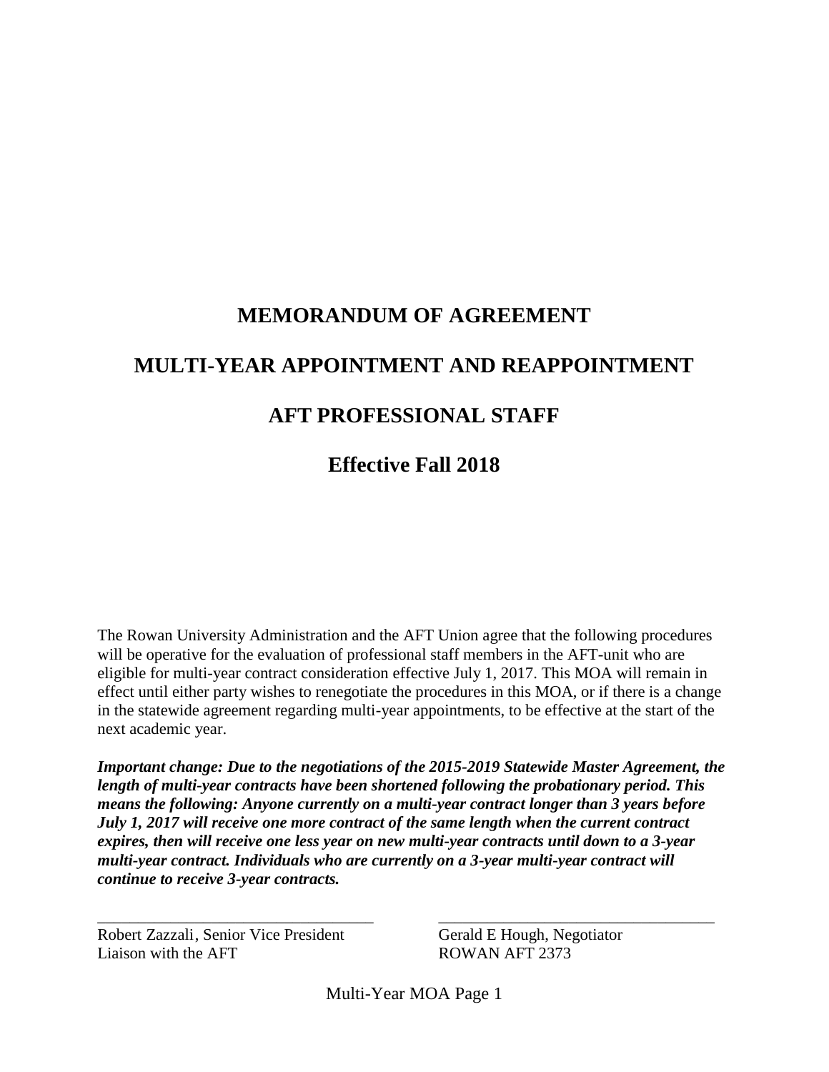# MEMORANDUM OF AGREEMENT

# MULTI-YEAR APPOINTMENT AND REAPPOINTMENT

# AFT PROFESSIONAL STAFF

## Effective Fall 2018

The Rowan University Administration and the AFT Union agree that the following procedures will be operative for the evaluation of professional staff members in the AFT-unit who are eligible for multi-year contract consideration effective July 1, 2017. This MOA will remain in effect until either party wishes to renegotiate the procedures in this MOA, or if there is a change in the statewide agreement regarding multi-year appointments, to be effective at the start of the next academic year.

***Important change: Due to the negotiations of the 2015-2019 Statewide Master Agreement, the length of multi-year contracts have been shortened following the probationary period. This means the following: Anyone currently on a multi-year contract longer than 3 years before July 1, 2017 will receive one more contract of the same length when the current contract expires, then will receive one less year on new multi-year contracts until down to a 3-year multi-year contract. Individuals who are currently on a 3-year multi-year contract will continue to receive 3-year contracts.***

\_\_\_\_\_\_\_\_\_\_\_\_\_\_\_\_\_\_\_\_\_\_\_\_\_\_\_\_\_\_\_\_\_\_\_
Robert Zazzali, Senior Vice President
Liaison with the AFT

\_\_\_\_\_\_\_\_\_\_\_\_\_\_\_\_\_\_\_\_\_\_\_\_\_\_\_\_\_\_\_\_\_\_\_
Gerald E Hough, Negotiator
ROWAN AFT 2373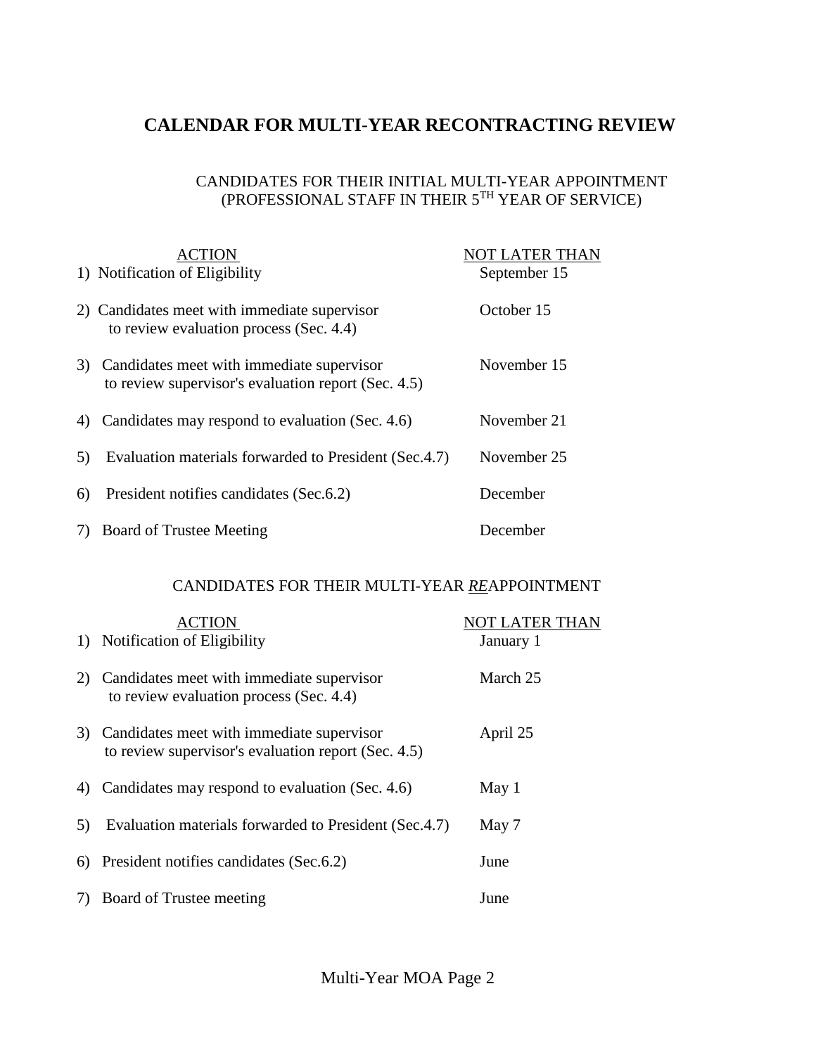# CALENDAR FOR MULTI-YEAR RECONTRACTING REVIEW

## CANDIDATES FOR THEIR INITIAL MULTI-YEAR APPOINTMENT (PROFESSIONAL STAFF IN THEIR 5TH YEAR OF SERVICE)

| ACTION | NOT LATER THAN |
| --- | --- |
| 1) Notification of Eligibility | September 15 |
| 2) Candidates meet with immediate supervisor to review evaluation process (Sec. 4.4) | October 15 |
| 3) Candidates meet with immediate supervisor to review supervisor's evaluation report (Sec. 4.5) | November 15 |
| 4) Candidates may respond to evaluation (Sec. 4.6) | November 21 |
| 5) Evaluation materials forwarded to President (Sec.4.7) | November 25 |
| 6) President notifies candidates (Sec.6.2) | December |
| 7) Board of Trustee Meeting | December |

## CANDIDATES FOR THEIR MULTI-YEAR *RE*APPOINTMENT

| ACTION | NOT LATER THAN |
| --- | --- |
| 1) Notification of Eligibility | January 1 |
| 2) Candidates meet with immediate supervisor to review evaluation process (Sec. 4.4) | March 25 |
| 3) Candidates meet with immediate supervisor to review supervisor's evaluation report (Sec. 4.5) | April 25 |
| 4) Candidates may respond to evaluation (Sec. 4.6) | May 1 |
| 5) Evaluation materials forwarded to President (Sec.4.7) | May 7 |
| 6) President notifies candidates (Sec.6.2) | June |
| 7) Board of Trustee meeting | June |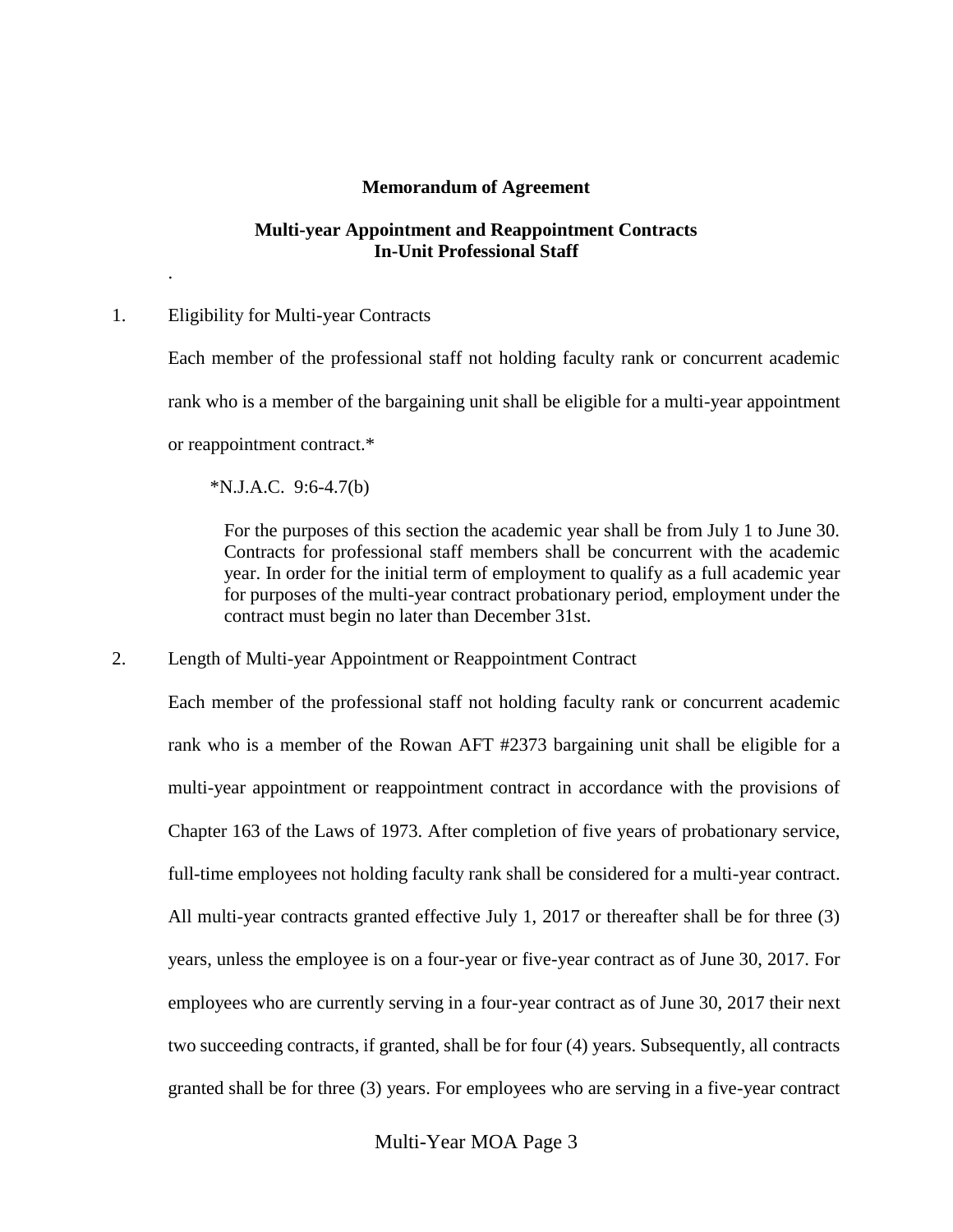**Memorandum of Agreement**

**Multi-year Appointment and Reappointment Contracts**
**In-Unit Professional Staff**

.

1. Eligibility for Multi-year Contracts

   Each member of the professional staff not holding faculty rank or concurrent academic rank who is a member of the bargaining unit shall be eligible for a multi-year appointment or reappointment contract.*

   *N.J.A.C. 9:6-4.7(b)

   For the purposes of this section the academic year shall be from July 1 to June 30. Contracts for professional staff members shall be concurrent with the academic year. In order for the initial term of employment to qualify as a full academic year for purposes of the multi-year contract probationary period, employment under the contract must begin no later than December 31st.

2. Length of Multi-year Appointment or Reappointment Contract

   Each member of the professional staff not holding faculty rank or concurrent academic rank who is a member of the Rowan AFT #2373 bargaining unit shall be eligible for a multi-year appointment or reappointment contract in accordance with the provisions of Chapter 163 of the Laws of 1973. After completion of five years of probationary service, full-time employees not holding faculty rank shall be considered for a multi-year contract. All multi-year contracts granted effective July 1, 2017 or thereafter shall be for three (3) years, unless the employee is on a four-year or five-year contract as of June 30, 2017. For employees who are currently serving in a four-year contract as of June 30, 2017 their next two succeeding contracts, if granted, shall be for four (4) years. Subsequently, all contracts granted shall be for three (3) years. For employees who are serving in a five-year contract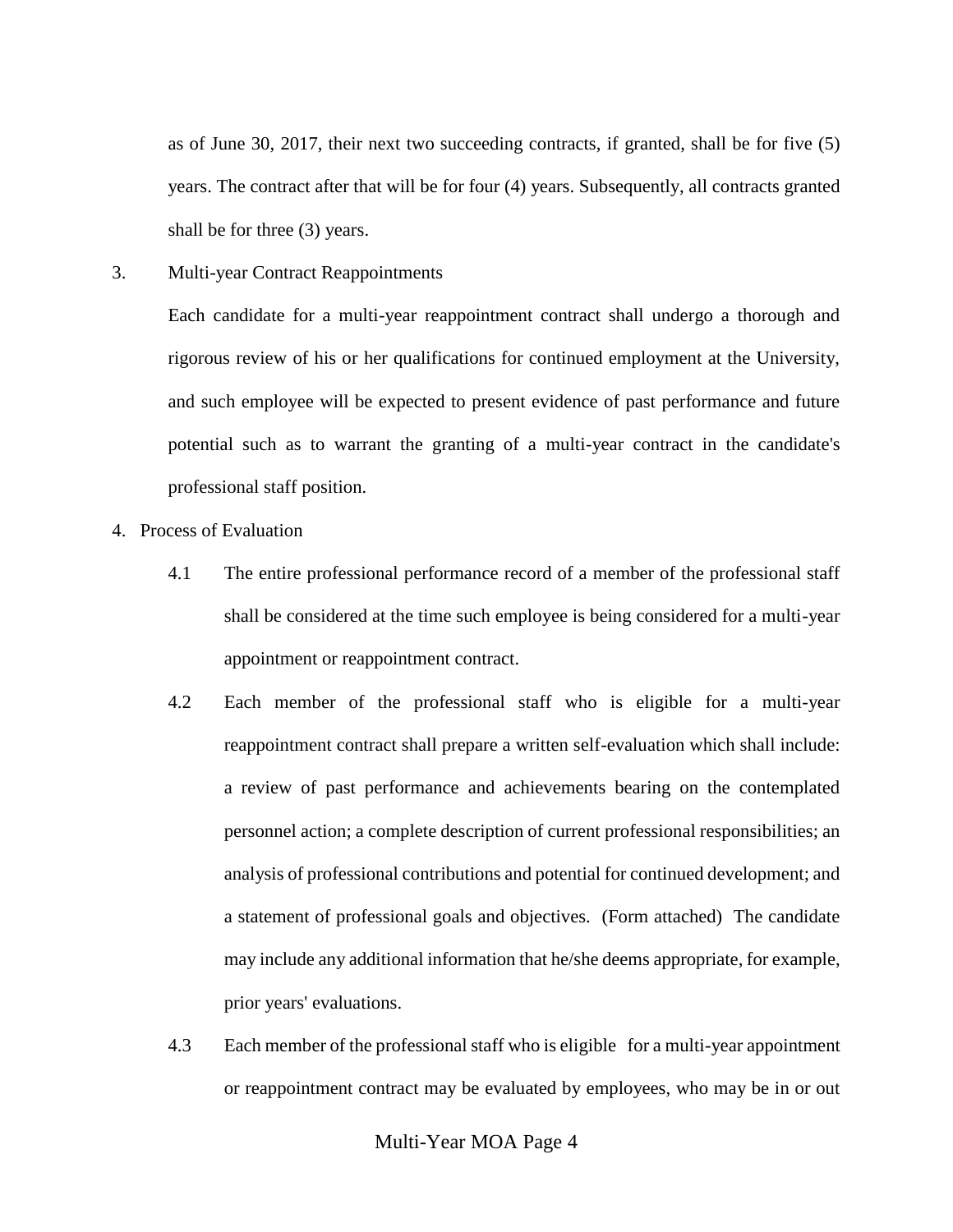as of June 30, 2017, their next two succeeding contracts, if granted, shall be for five (5) years. The contract after that will be for four (4) years. Subsequently, all contracts granted shall be for three (3) years.

3. Multi-year Contract Reappointments

Each candidate for a multi-year reappointment contract shall undergo a thorough and rigorous review of his or her qualifications for continued employment at the University, and such employee will be expected to present evidence of past performance and future potential such as to warrant the granting of a multi-year contract in the candidate's professional staff position.

4. Process of Evaluation

4.1 The entire professional performance record of a member of the professional staff shall be considered at the time such employee is being considered for a multi-year appointment or reappointment contract.

4.2 Each member of the professional staff who is eligible for a multi-year reappointment contract shall prepare a written self-evaluation which shall include: a review of past performance and achievements bearing on the contemplated personnel action; a complete description of current professional responsibilities; an analysis of professional contributions and potential for continued development; and a statement of professional goals and objectives. (Form attached) The candidate may include any additional information that he/she deems appropriate, for example, prior years' evaluations.

4.3 Each member of the professional staff who is eligible for a multi-year appointment or reappointment contract may be evaluated by employees, who may be in or out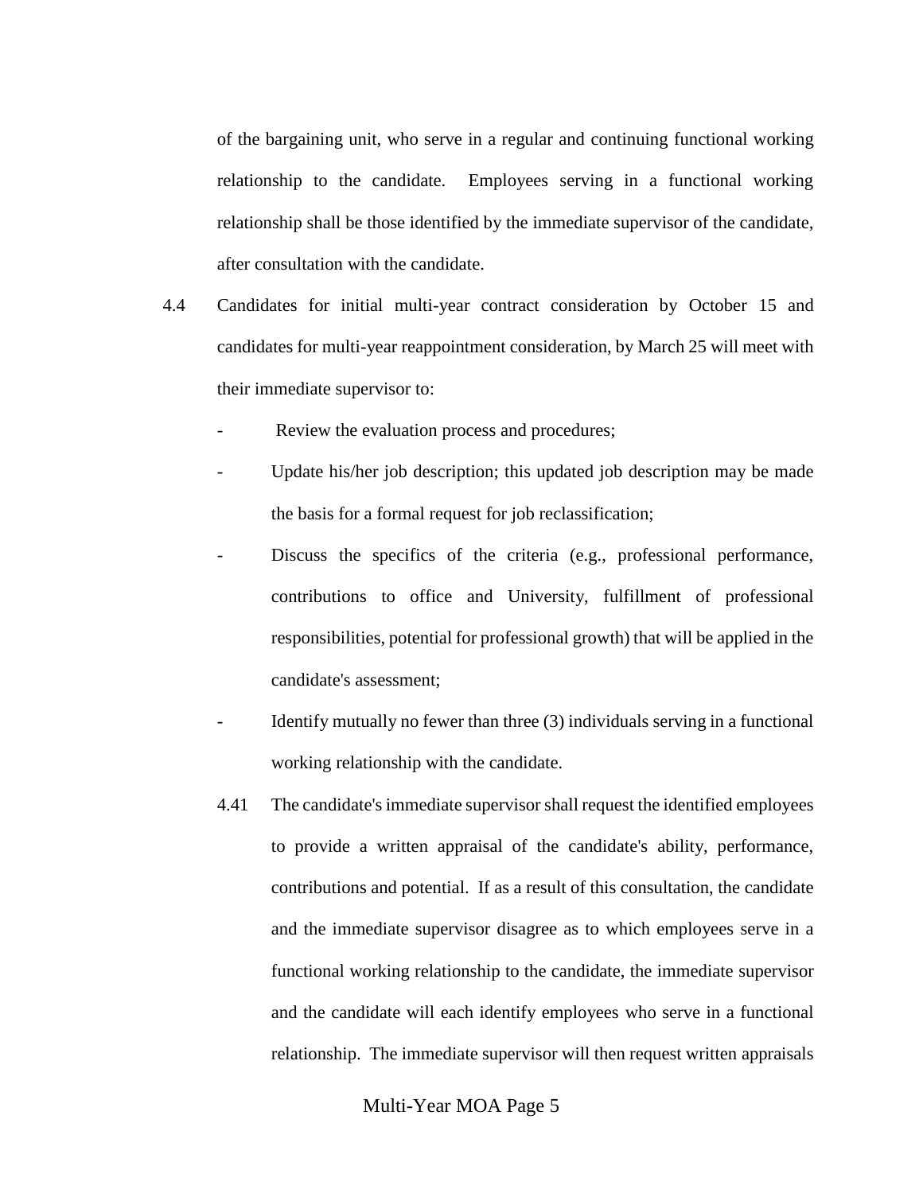of the bargaining unit, who serve in a regular and continuing functional working relationship to the candidate. Employees serving in a functional working relationship shall be those identified by the immediate supervisor of the candidate, after consultation with the candidate.

4.4 Candidates for initial multi-year contract consideration by October 15 and candidates for multi-year reappointment consideration, by March 25 will meet with their immediate supervisor to:

- Review the evaluation process and procedures;
- Update his/her job description; this updated job description may be made the basis for a formal request for job reclassification;
- Discuss the specifics of the criteria (e.g., professional performance, contributions to office and University, fulfillment of professional responsibilities, potential for professional growth) that will be applied in the candidate's assessment;
- Identify mutually no fewer than three (3) individuals serving in a functional working relationship with the candidate.

4.41 The candidate's immediate supervisor shall request the identified employees to provide a written appraisal of the candidate's ability, performance, contributions and potential. If as a result of this consultation, the candidate and the immediate supervisor disagree as to which employees serve in a functional working relationship to the candidate, the immediate supervisor and the candidate will each identify employees who serve in a functional relationship. The immediate supervisor will then request written appraisals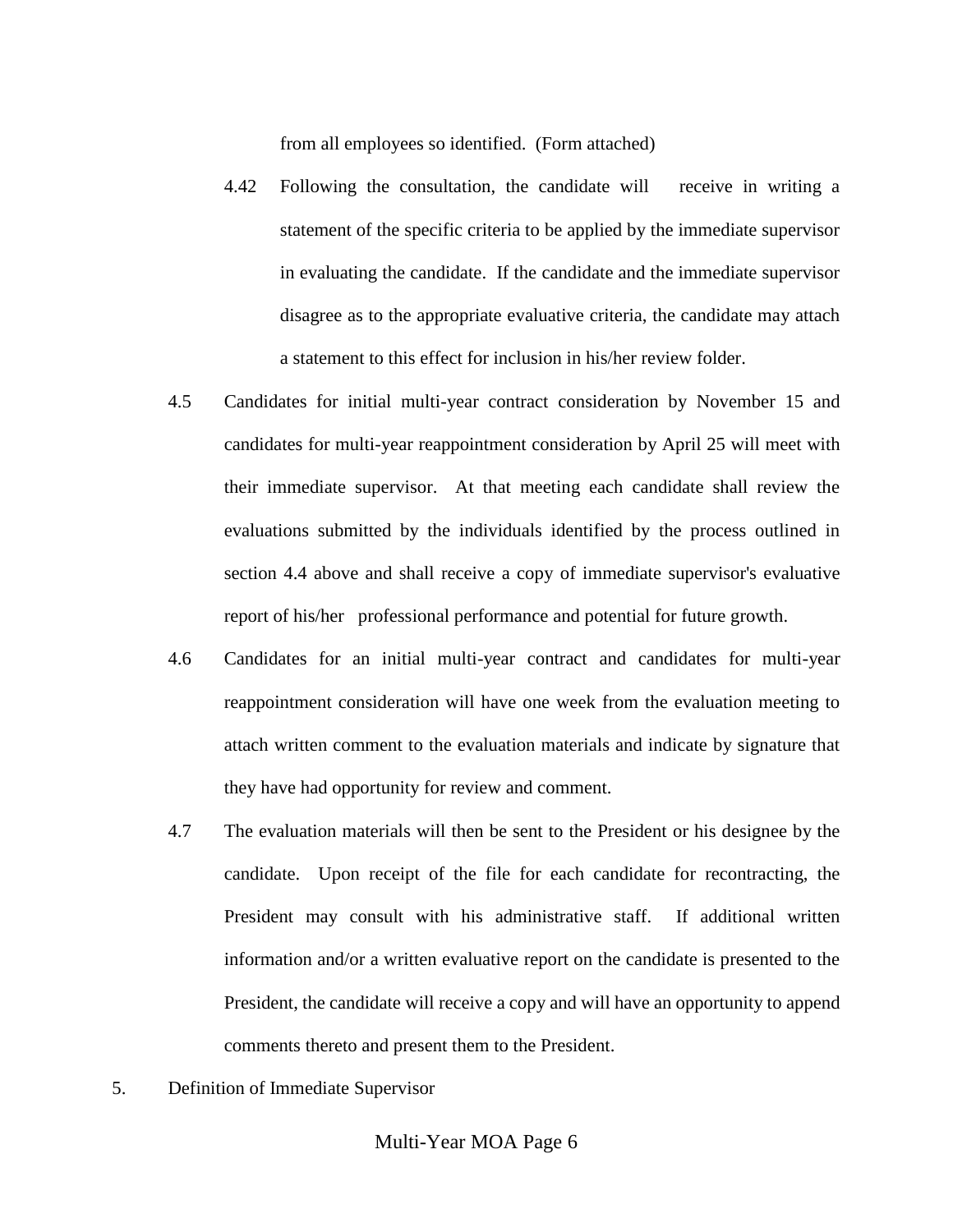from all employees so identified. (Form attached)

4.42 Following the consultation, the candidate will receive in writing a statement of the specific criteria to be applied by the immediate supervisor in evaluating the candidate. If the candidate and the immediate supervisor disagree as to the appropriate evaluative criteria, the candidate may attach a statement to this effect for inclusion in his/her review folder.

4.5 Candidates for initial multi-year contract consideration by November 15 and candidates for multi-year reappointment consideration by April 25 will meet with their immediate supervisor. At that meeting each candidate shall review the evaluations submitted by the individuals identified by the process outlined in section 4.4 above and shall receive a copy of immediate supervisor's evaluative report of his/her professional performance and potential for future growth.

4.6 Candidates for an initial multi-year contract and candidates for multi-year reappointment consideration will have one week from the evaluation meeting to attach written comment to the evaluation materials and indicate by signature that they have had opportunity for review and comment.

4.7 The evaluation materials will then be sent to the President or his designee by the candidate. Upon receipt of the file for each candidate for recontracting, the President may consult with his administrative staff. If additional written information and/or a written evaluative report on the candidate is presented to the President, the candidate will receive a copy and will have an opportunity to append comments thereto and present them to the President.

5. Definition of Immediate Supervisor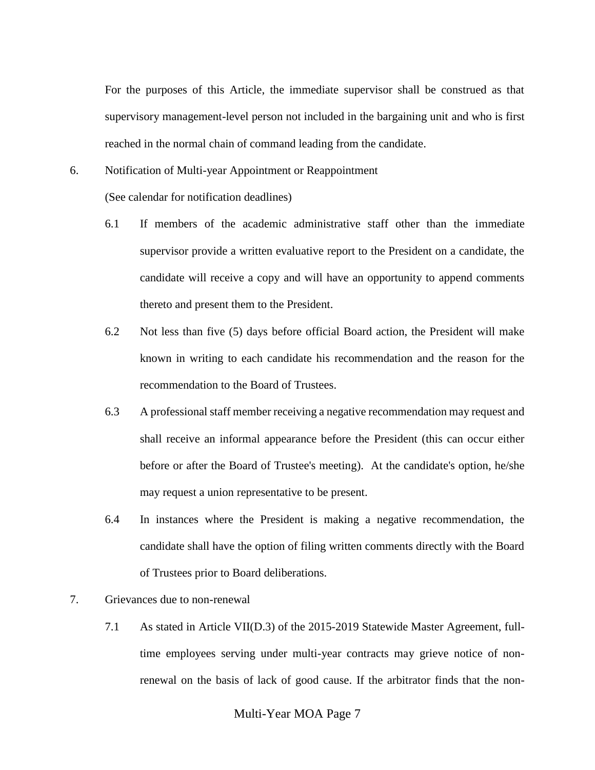For the purposes of this Article, the immediate supervisor shall be construed as that supervisory management-level person not included in the bargaining unit and who is first reached in the normal chain of command leading from the candidate.

6. Notification of Multi-year Appointment or Reappointment

   (See calendar for notification deadlines)

   6.1 If members of the academic administrative staff other than the immediate supervisor provide a written evaluative report to the President on a candidate, the candidate will receive a copy and will have an opportunity to append comments thereto and present them to the President.

   6.2 Not less than five (5) days before official Board action, the President will make known in writing to each candidate his recommendation and the reason for the recommendation to the Board of Trustees.

   6.3 A professional staff member receiving a negative recommendation may request and shall receive an informal appearance before the President (this can occur either before or after the Board of Trustee's meeting). At the candidate's option, he/she may request a union representative to be present.

   6.4 In instances where the President is making a negative recommendation, the candidate shall have the option of filing written comments directly with the Board of Trustees prior to Board deliberations.

7. Grievances due to non-renewal

   7.1 As stated in Article VII(D.3) of the 2015-2019 Statewide Master Agreement, full-time employees serving under multi-year contracts may grieve notice of non-renewal on the basis of lack of good cause. If the arbitrator finds that the non-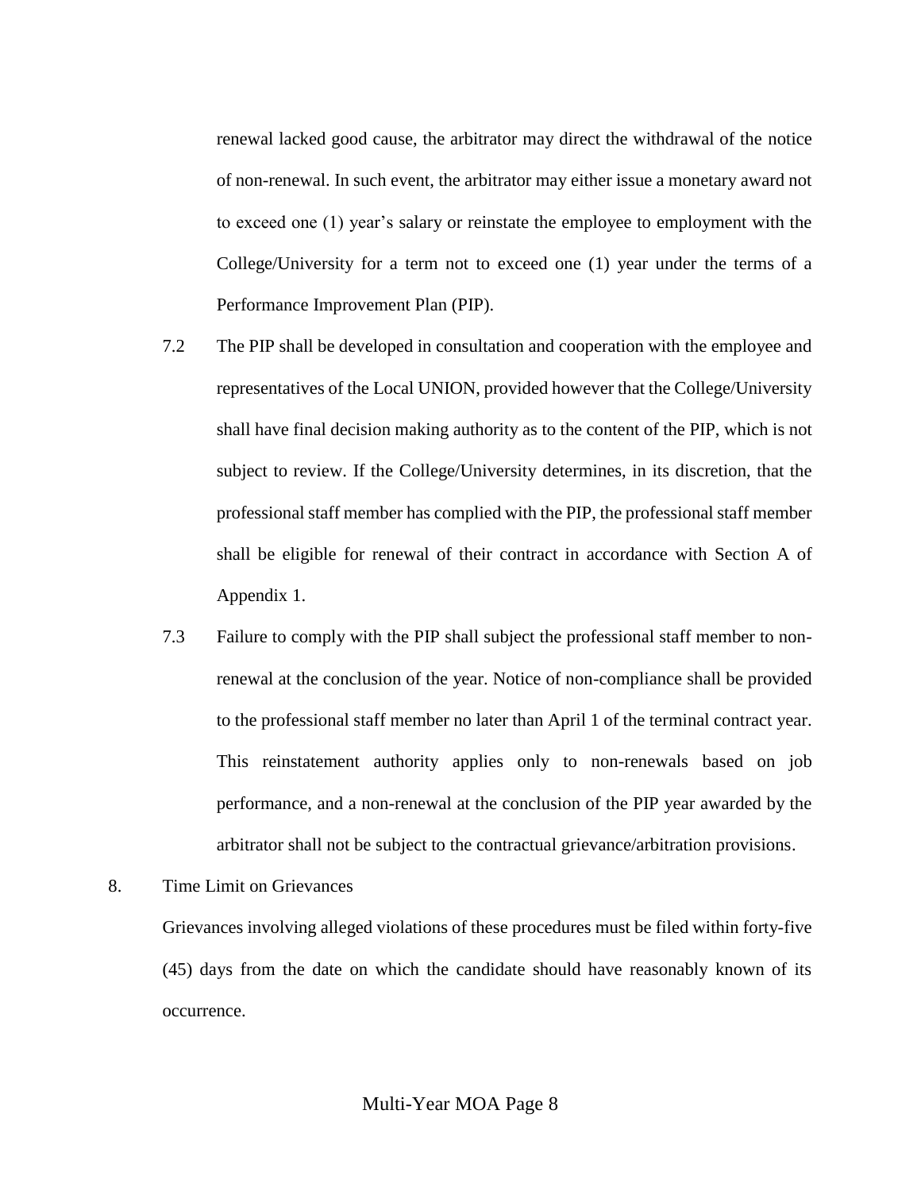renewal lacked good cause, the arbitrator may direct the withdrawal of the notice of non-renewal. In such event, the arbitrator may either issue a monetary award not to exceed one (1) year's salary or reinstate the employee to employment with the College/University for a term not to exceed one (1) year under the terms of a Performance Improvement Plan (PIP).

7.2 The PIP shall be developed in consultation and cooperation with the employee and representatives of the Local UNION, provided however that the College/University shall have final decision making authority as to the content of the PIP, which is not subject to review. If the College/University determines, in its discretion, that the professional staff member has complied with the PIP, the professional staff member shall be eligible for renewal of their contract in accordance with Section A of Appendix 1.

7.3 Failure to comply with the PIP shall subject the professional staff member to non-renewal at the conclusion of the year. Notice of non-compliance shall be provided to the professional staff member no later than April 1 of the terminal contract year. This reinstatement authority applies only to non-renewals based on job performance, and a non-renewal at the conclusion of the PIP year awarded by the arbitrator shall not be subject to the contractual grievance/arbitration provisions.

8. Time Limit on Grievances

Grievances involving alleged violations of these procedures must be filed within forty-five (45) days from the date on which the candidate should have reasonably known of its occurrence.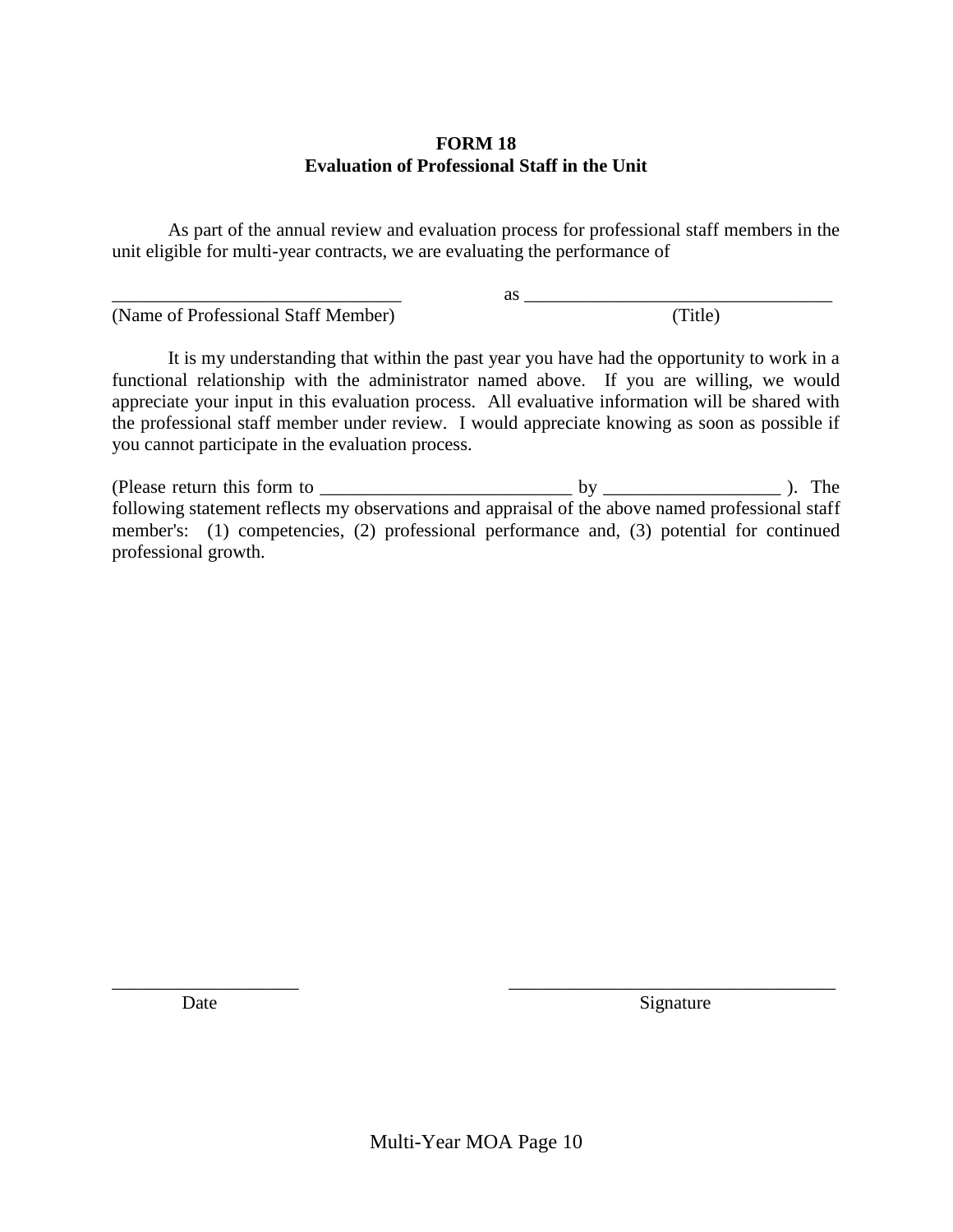**FORM 18**
**Evaluation of Professional Staff in the Unit**

As part of the annual review and evaluation process for professional staff members in the unit eligible for multi-year contracts, we are evaluating the performance of

_______________________________ as _________________________________
(Name of Professional Staff Member) (Title)

It is my understanding that within the past year you have had the opportunity to work in a functional relationship with the administrator named above. If you are willing, we would appreciate your input in this evaluation process. All evaluative information will be shared with the professional staff member under review. I would appreciate knowing as soon as possible if you cannot participate in the evaluation process.

(Please return this form to ___________________________ by __________________ ). The following statement reflects my observations and appraisal of the above named professional staff member's: (1) competencies, (2) professional performance and, (3) potential for continued professional growth.

____________________ ___________________________________
Date Signature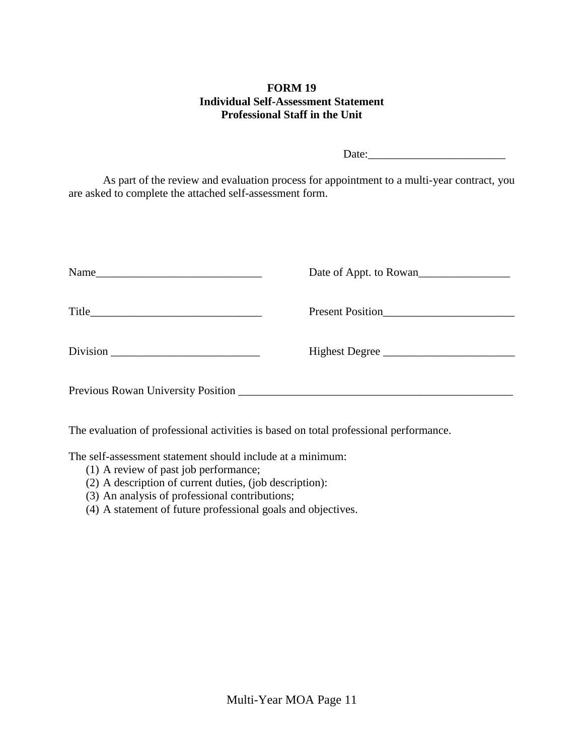**FORM 19**
**Individual Self-Assessment Statement**
**Professional Staff in the Unit**

Date:________________________

As part of the review and evaluation process for appointment to a multi-year contract, you are asked to complete the attached self-assessment form.

Name_____________________________ Date of Appt. to Rowan________________

Title_____________________________ Present Position_______________________

Division _________________________ Highest Degree _______________________

Previous Rowan University Position _________________________________________________

The evaluation of professional activities is based on total professional performance.

The self-assessment statement should include at a minimum:

(1) A review of past job performance;
(2) A description of current duties, (job description):
(3) An analysis of professional contributions;
(4) A statement of future professional goals and objectives.